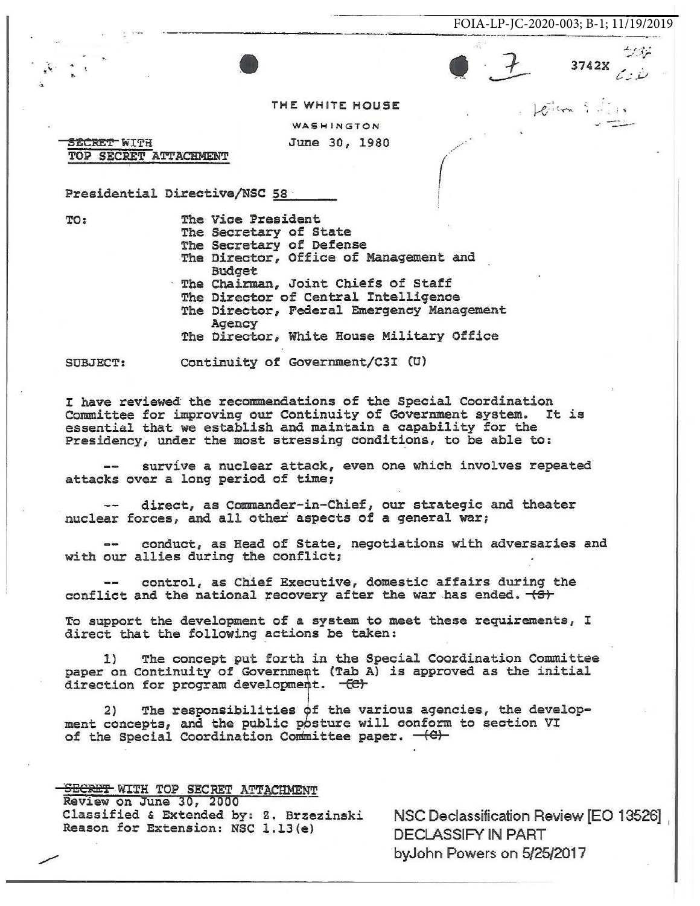FOIA-LP-JC-2020-003; B-1; 11/19/2019

7 3742X

THE WHITE HOUSE

WASHINGTON

~~SECRET~~ WITH
TOP SECRET ATTACHMENT

June 30, 1980

Presidential Directive/NSC 58

TO: The Vice President
The Secretary of State
The Secretary of Defense
The Director, Office of Management and Budget
The Chairman, Joint Chiefs of Staff
The Director of Central Intelligence
The Director, Federal Emergency Management Agency
The Director, White House Military Office

SUBJECT: Continuity of Government/C3I (U)

I have reviewed the recommendations of the Special Coordination Committee for improving our Continuity of Government system. It is essential that we establish and maintain a capability for the Presidency, under the most stressing conditions, to be able to:

-- survive a nuclear attack, even one which involves repeated attacks over a long period of time;

-- direct, as Commander-in-Chief, our strategic and theater nuclear forces, and all other aspects of a general war;

-- conduct, as Head of State, negotiations with adversaries and with our allies during the conflict;

-- control, as Chief Executive, domestic affairs during the conflict and the national recovery after the war has ended. ~~(S)~~

To support the development of a system to meet these requirements, I direct that the following actions be taken:

1) The concept put forth in the Special Coordination Committee paper on Continuity of Government (Tab A) is approved as the initial direction for program development. ~~(C)~~

2) The responsibilities of the various agencies, the development concepts, and the public posture will conform to section VI of the Special Coordination Committee paper. ~~(C)~~

~~SECRET~~ WITH TOP SECRET ATTACHMENT
Review on June 30, 2000
Classified & Extended by: Z. Brzezinski
Reason for Extension: NSC 1.13(e)

NSC Declassification Review [EO 13526]
DECLASSIFY IN PART
by John Powers on 5/25/2017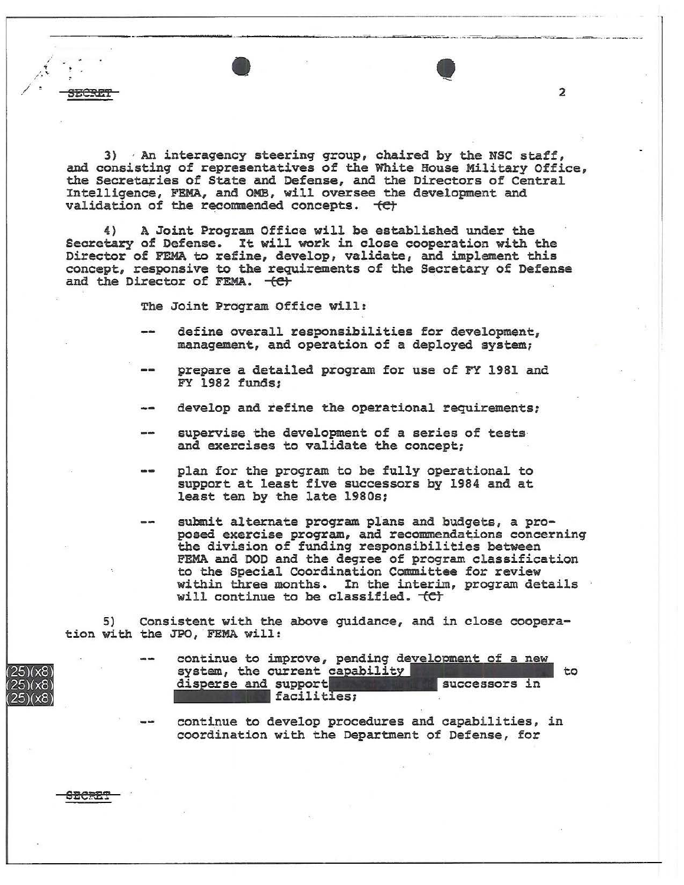SECRET

3) An interagency steering group, chaired by the NSC staff, and consisting of representatives of the White House Military Office, the Secretaries of State and Defense, and the Directors of Central Intelligence, FEMA, and OMB, will oversee the development and validation of the recommended concepts. ~~(C)~~

4) A Joint Program Office will be established under the Secretary of Defense. It will work in close cooperation with the Director of FEMA to refine, develop, validate, and implement this concept, responsive to the requirements of the Secretary of Defense and the Director of FEMA. ~~(C)~~

The Joint Program Office will:

-- define overall responsibilities for development, management, and operation of a deployed system;

-- prepare a detailed program for use of FY 1981 and FY 1982 funds;

-- develop and refine the operational requirements;

-- supervise the development of a series of tests and exercises to validate the concept;

-- plan for the program to be fully operational to support at least five successors by 1984 and at least ten by the late 1980s;

-- submit alternate program plans and budgets, a proposed exercise program, and recommendations concerning the division of funding responsibilities between FEMA and DOD and the degree of program classification to the Special Coordination Committee for review within three months. In the interim, program details will continue to be classified. ~~(C)~~

5) Consistent with the above guidance, and in close cooperation with the JPO, FEMA will:

-- continue to improve, pending development of a new system, the current capability [(25)(x8)] to disperse and support [(25)(x8)] successors in [(25)(x8)] facilities;

-- continue to develop procedures and capabilities, in coordination with the Department of Defense, for

SECRET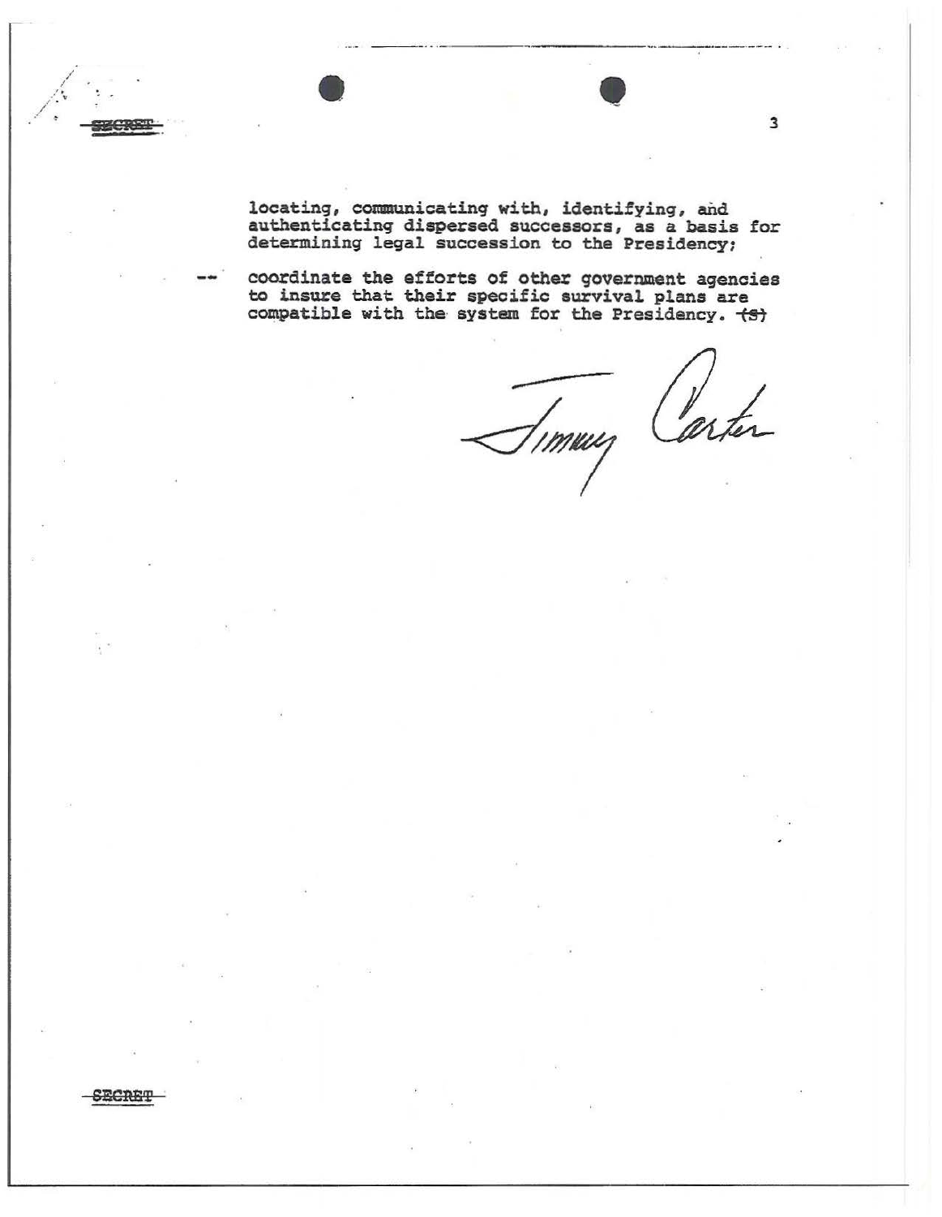~~SECRET~~

locating, communicating with, identifying, and authenticating dispersed successors, as a basis for determining legal succession to the Presidency;

-- coordinate the efforts of other government agencies to insure that their specific survival plans are compatible with the system for the Presidency. ~~(S)~~

Jimmy Carter

~~SECRET~~